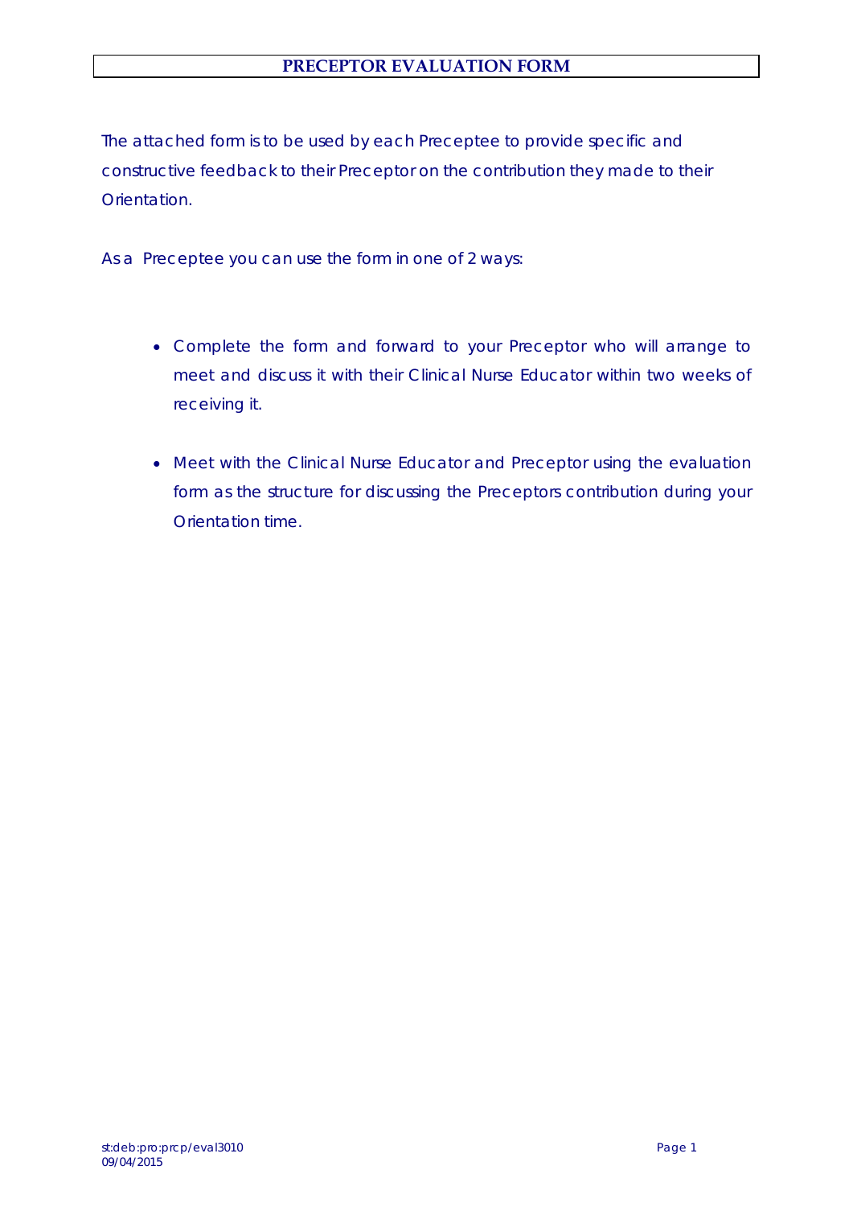# PRECEPTOR EVALUATION FORM

The attached form is to be used by each Preceptee to provide specific and constructive feedback to their Preceptor on the contribution they made to their Orientation.

As a Preceptee you can use the form in one of 2 ways:

- Complete the form and forward to your Preceptor who will arrange to meet and discuss it with their Clinical Nurse Educator within two weeks of receiving it.
- Meet with the Clinical Nurse Educator and Preceptor using the evaluation form as the structure for discussing the Preceptors contribution during your Orientation time.

st:deb:pro:prcp/eval3010
09/04/2015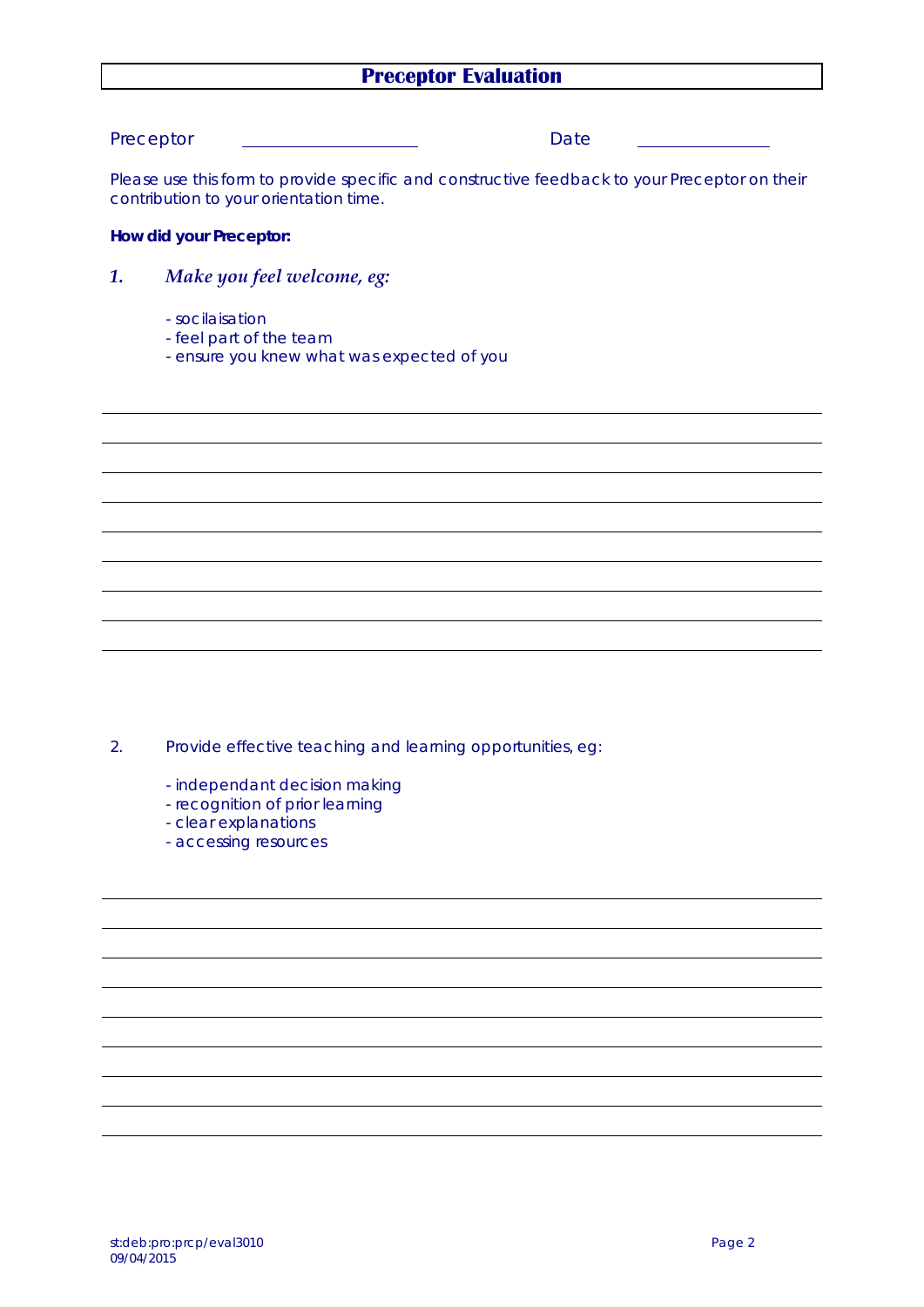# Preceptor Evaluation

Preceptor ____________________ Date ______________

Please use this form to provide specific and constructive feedback to your Preceptor on their contribution to your orientation time.

**How did your Preceptor:**

1. *Make you feel welcome, eg:*

   - socilaisation
   - feel part of the team
   - ensure you knew what was expected of you

2. Provide effective teaching and learning opportunities, eg:

   - independant decision making
   - recognition of prior learning
   - clear explanations
   - accessing resources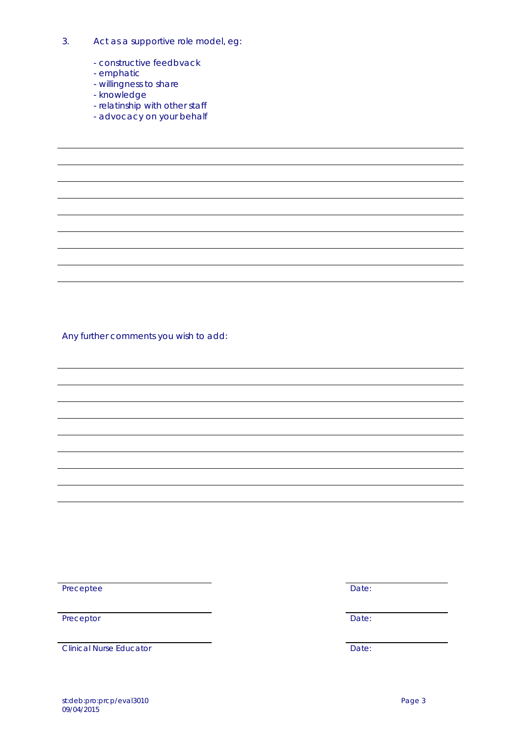3. Act as a supportive role model, eg:

   - constructive feedbvack
   - emphatic
   - willingness to share
   - knowledge
   - relatinship with other staff
   - advocacy on your behalf

Any further comments you wish to add:

Preceptee Date:

Preceptor Date:

Clinical Nurse Educator Date:

st:deb:pro:prcp/eval3010
09/04/2015